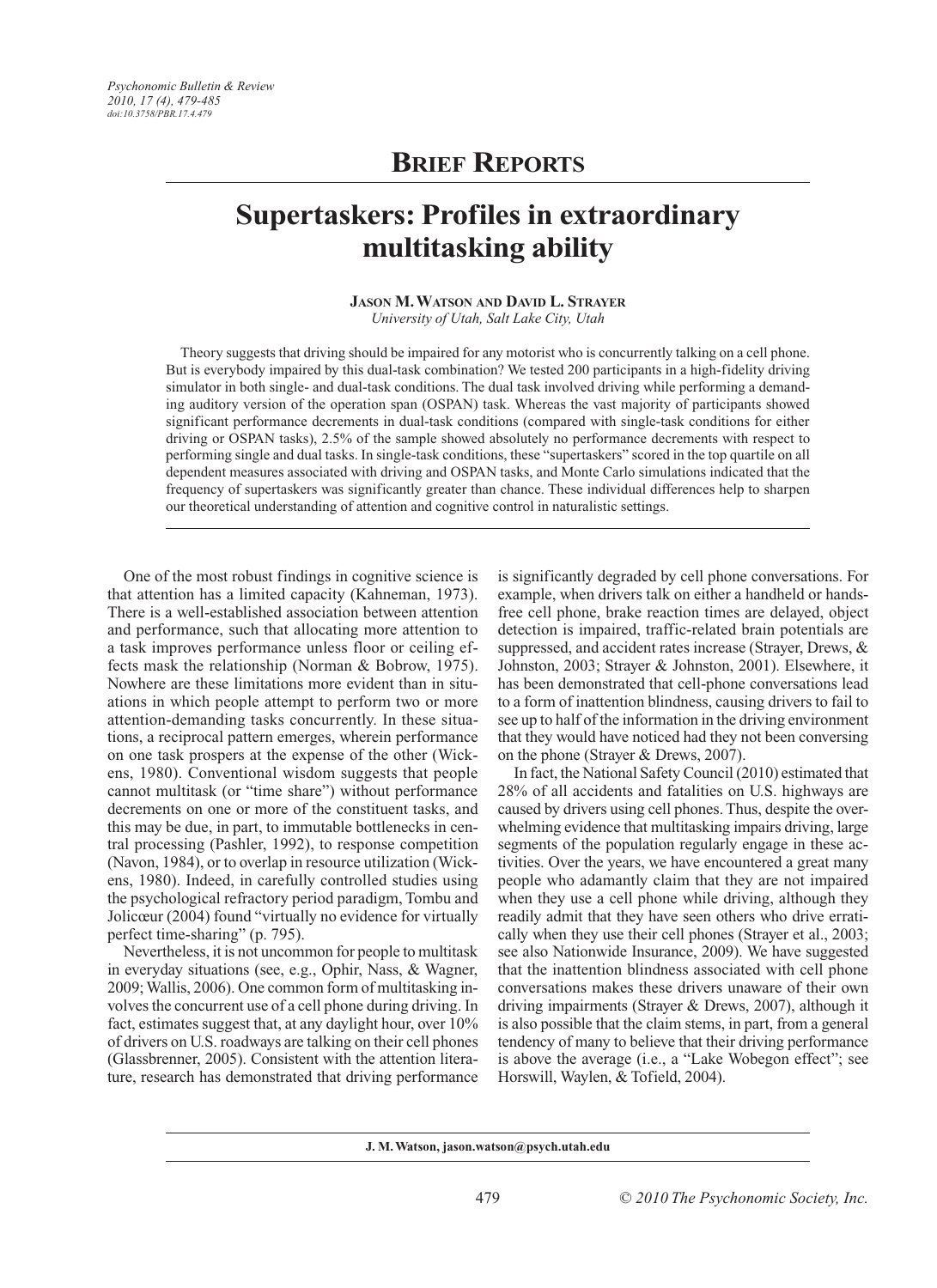## Brief Reports

# Supertaskers: Profiles in extraordinary multitasking ability

**Jason M. Watson and David L. Strayer**
*University of Utah, Salt Lake City, Utah*

Theory suggests that driving should be impaired for any motorist who is concurrently talking on a cell phone. But is everybody impaired by this dual-task combination? We tested 200 participants in a high-fidelity driving simulator in both single- and dual-task conditions. The dual task involved driving while performing a demanding auditory version of the operation span (OSPAN) task. Whereas the vast majority of participants showed significant performance decrements in dual-task conditions (compared with single-task conditions for either driving or OSPAN tasks), 2.5% of the sample showed absolutely no performance decrements with respect to performing single and dual tasks. In single-task conditions, these "supertaskers" scored in the top quartile on all dependent measures associated with driving and OSPAN tasks, and Monte Carlo simulations indicated that the frequency of supertaskers was significantly greater than chance. These individual differences help to sharpen our theoretical understanding of attention and cognitive control in naturalistic settings.

One of the most robust findings in cognitive science is that attention has a limited capacity (Kahneman, 1973). There is a well-established association between attention and performance, such that allocating more attention to a task improves performance unless floor or ceiling effects mask the relationship (Norman & Bobrow, 1975). Nowhere are these limitations more evident than in situations in which people attempt to perform two or more attention-demanding tasks concurrently. In these situations, a reciprocal pattern emerges, wherein performance on one task prospers at the expense of the other (Wickens, 1980). Conventional wisdom suggests that people cannot multitask (or "time share") without performance decrements on one or more of the constituent tasks, and this may be due, in part, to immutable bottlenecks in central processing (Pashler, 1992), to response competition (Navon, 1984), or to overlap in resource utilization (Wickens, 1980). Indeed, in carefully controlled studies using the psychological refractory period paradigm, Tombu and Jolicœur (2004) found "virtually no evidence for virtually perfect time-sharing" (p. 795).

Nevertheless, it is not uncommon for people to multitask in everyday situations (see, e.g., Ophir, Nass, & Wagner, 2009; Wallis, 2006). One common form of multitasking involves the concurrent use of a cell phone during driving. In fact, estimates suggest that, at any daylight hour, over 10% of drivers on U.S. roadways are talking on their cell phones (Glassbrenner, 2005). Consistent with the attention literature, research has demonstrated that driving performance is significantly degraded by cell phone conversations. For example, when drivers talk on either a handheld or hands-free cell phone, brake reaction times are delayed, object detection is impaired, traffic-related brain potentials are suppressed, and accident rates increase (Strayer, Drews, & Johnston, 2003; Strayer & Johnston, 2001). Elsewhere, it has been demonstrated that cell-phone conversations lead to a form of inattention blindness, causing drivers to fail to see up to half of the information in the driving environment that they would have noticed had they not been conversing on the phone (Strayer & Drews, 2007).

In fact, the National Safety Council (2010) estimated that 28% of all accidents and fatalities on U.S. highways are caused by drivers using cell phones. Thus, despite the overwhelming evidence that multitasking impairs driving, large segments of the population regularly engage in these activities. Over the years, we have encountered a great many people who adamantly claim that they are not impaired when they use a cell phone while driving, although they readily admit that they have seen others who drive erratically when they use their cell phones (Strayer et al., 2003; see also Nationwide Insurance, 2009). We have suggested that the inattention blindness associated with cell phone conversations makes these drivers unaware of their own driving impairments (Strayer & Drews, 2007), although it is also possible that the claim stems, in part, from a general tendency of many to believe that their driving performance is above the average (i.e., a "Lake Wobegon effect"; see Horswill, Waylen, & Tofield, 2004).

J. M. Watson, jason.watson@psych.utah.edu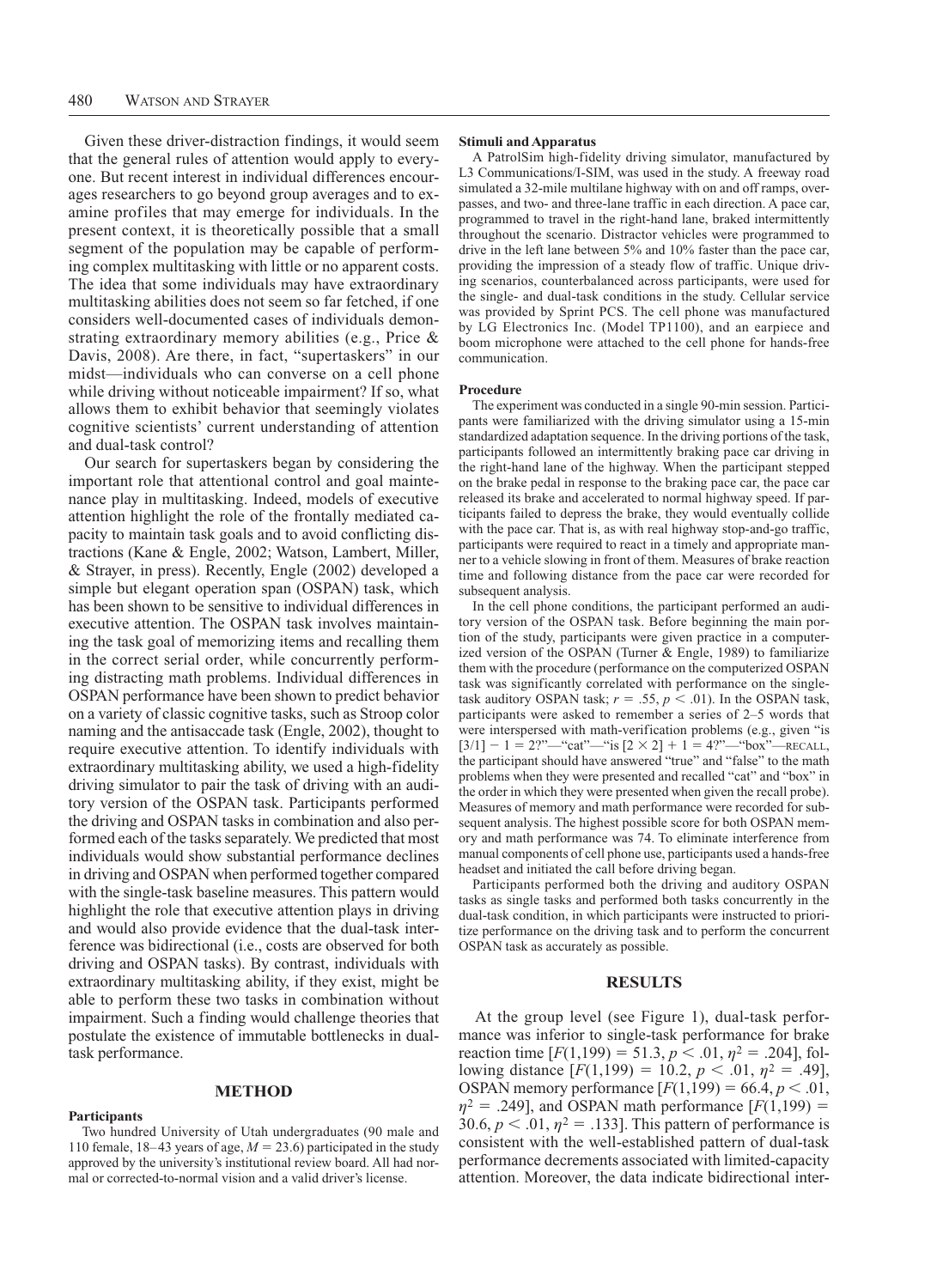Given these driver-distraction findings, it would seem that the general rules of attention would apply to everyone. But recent interest in individual differences encourages researchers to go beyond group averages and to examine profiles that may emerge for individuals. In the present context, it is theoretically possible that a small segment of the population may be capable of performing complex multitasking with little or no apparent costs. The idea that some individuals may have extraordinary multitasking abilities does not seem so far fetched, if one considers well-documented cases of individuals demonstrating extraordinary memory abilities (e.g., Price & Davis, 2008). Are there, in fact, "supertaskers" in our midst—individuals who can converse on a cell phone while driving without noticeable impairment? If so, what allows them to exhibit behavior that seemingly violates cognitive scientists' current understanding of attention and dual-task control?

Our search for supertaskers began by considering the important role that attentional control and goal maintenance play in multitasking. Indeed, models of executive attention highlight the role of the frontally mediated capacity to maintain task goals and to avoid conflicting distractions (Kane & Engle, 2002; Watson, Lambert, Miller, & Strayer, in press). Recently, Engle (2002) developed a simple but elegant operation span (OSPAN) task, which has been shown to be sensitive to individual differences in executive attention. The OSPAN task involves maintaining the task goal of memorizing items and recalling them in the correct serial order, while concurrently performing distracting math problems. Individual differences in OSPAN performance have been shown to predict behavior on a variety of classic cognitive tasks, such as Stroop color naming and the antisaccade task (Engle, 2002), thought to require executive attention. To identify individuals with extraordinary multitasking ability, we used a high-fidelity driving simulator to pair the task of driving with an auditory version of the OSPAN task. Participants performed the driving and OSPAN tasks in combination and also performed each of the tasks separately. We predicted that most individuals would show substantial performance declines in driving and OSPAN when performed together compared with the single-task baseline measures. This pattern would highlight the role that executive attention plays in driving and would also provide evidence that the dual-task interference was bidirectional (i.e., costs are observed for both driving and OSPAN tasks). By contrast, individuals with extraordinary multitasking ability, if they exist, might be able to perform these two tasks in combination without impairment. Such a finding would challenge theories that postulate the existence of immutable bottlenecks in dual-task performance.

## METHOD

### Participants

Two hundred University of Utah undergraduates (90 male and 110 female, 18–43 years of age, $M = 23.6$) participated in the study approved by the university's institutional review board. All had normal or corrected-to-normal vision and a valid driver's license.

### Stimuli and Apparatus

A PatrolSim high-fidelity driving simulator, manufactured by L3 Communications/I-SIM, was used in the study. A freeway road simulated a 32-mile multilane highway with on and off ramps, overpasses, and two- and three-lane traffic in each direction. A pace car, programmed to travel in the right-hand lane, braked intermittently throughout the scenario. Distractor vehicles were programmed to drive in the left lane between 5% and 10% faster than the pace car, providing the impression of a steady flow of traffic. Unique driving scenarios, counterbalanced across participants, were used for the single- and dual-task conditions in the study. Cellular service was provided by Sprint PCS. The cell phone was manufactured by LG Electronics Inc. (Model TP1100), and an earpiece and boom microphone were attached to the cell phone for hands-free communication.

### Procedure

The experiment was conducted in a single 90-min session. Participants were familiarized with the driving simulator using a 15-min standardized adaptation sequence. In the driving portions of the task, participants followed an intermittently braking pace car driving in the right-hand lane of the highway. When the participant stepped on the brake pedal in response to the braking pace car, the pace car released its brake and accelerated to normal highway speed. If participants failed to depress the brake, they would eventually collide with the pace car. That is, as with real highway stop-and-go traffic, participants were required to react in a timely and appropriate manner to a vehicle slowing in front of them. Measures of brake reaction time and following distance from the pace car were recorded for subsequent analysis.

In the cell phone conditions, the participant performed an auditory version of the OSPAN task. Before beginning the main portion of the study, participants were given practice in a computerized version of the OSPAN (Turner & Engle, 1989) to familiarize them with the procedure (performance on the computerized OSPAN task was significantly correlated with performance on the single-task auditory OSPAN task; $r = .55$, $p < .01$). In the OSPAN task, participants were asked to remember a series of 2–5 words that were interspersed with math-verification problems (e.g., given "is $[3/1] - 1 = 2$?"—"cat"—"is $[2 \times 2] + 1 = 4$?"—"box"—RECALL, the participant should have answered "true" and "false" to the math problems when they were presented and recalled "cat" and "box" in the order in which they were presented when given the recall probe). Measures of memory and math performance were recorded for subsequent analysis. The highest possible score for both OSPAN memory and math performance was 74. To eliminate interference from manual components of cell phone use, participants used a hands-free headset and initiated the call before driving began.

Participants performed both the driving and auditory OSPAN tasks as single tasks and performed both tasks concurrently in the dual-task condition, in which participants were instructed to prioritize performance on the driving task and to perform the concurrent OSPAN task as accurately as possible.

## RESULTS

At the group level (see Figure 1), dual-task performance was inferior to single-task performance for brake reaction time [$F(1,199) = 51.3$, $p < .01$, $\eta^2 = .204$], following distance [$F(1,199) = 10.2$, $p < .01$, $\eta^2 = .49$], OSPAN memory performance [$F(1,199) = 66.4$, $p < .01$, $\eta^2 = .249$], and OSPAN math performance [$F(1,199) = 30.6$, $p < .01$, $\eta^2 = .133$]. This pattern of performance is consistent with the well-established pattern of dual-task performance decrements associated with limited-capacity attention. Moreover, the data indicate bidirectional inter-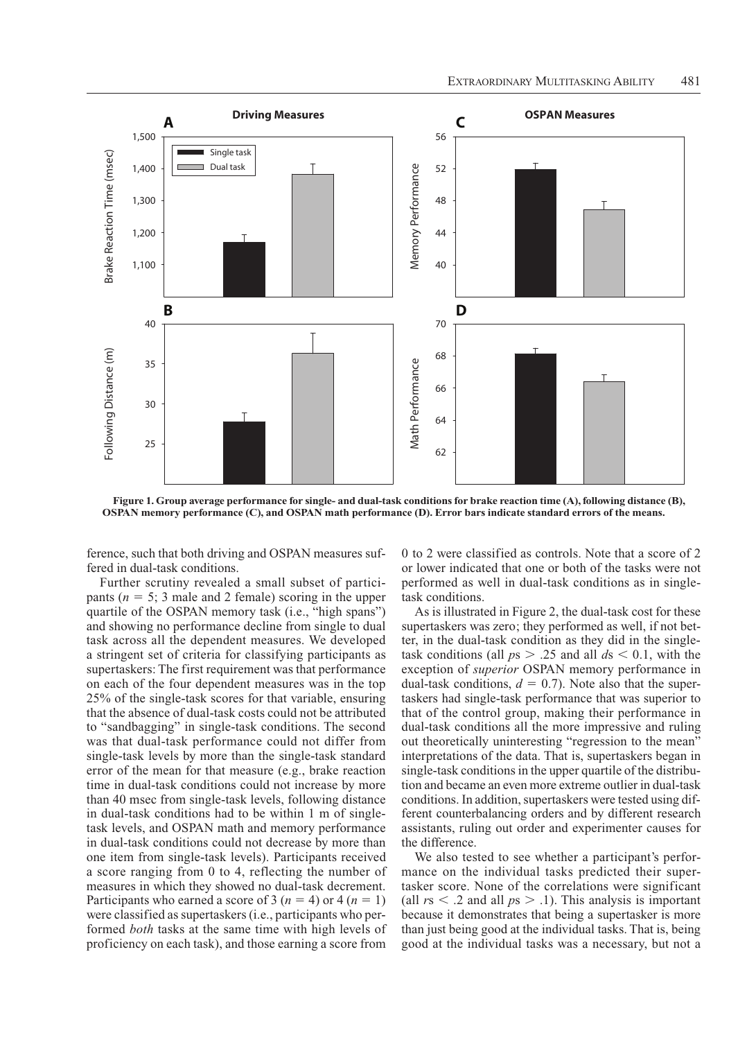Figure 1. Group average performance for single- and dual-task conditions for brake reaction time (A), following distance (B), OSPAN memory performance (C), and OSPAN math performance (D). Error bars indicate standard errors of the means.

ference, such that both driving and OSPAN measures suffered in dual-task conditions.

Further scrutiny revealed a small subset of participants ($n = 5$; 3 male and 2 female) scoring in the upper quartile of the OSPAN memory task (i.e., "high spans") and showing no performance decline from single to dual task across all the dependent measures. We developed a stringent set of criteria for classifying participants as supertaskers: The first requirement was that performance on each of the four dependent measures was in the top 25% of the single-task scores for that variable, ensuring that the absence of dual-task costs could not be attributed to "sandbagging" in single-task conditions. The second was that dual-task performance could not differ from single-task levels by more than the single-task standard error of the mean for that measure (e.g., brake reaction time in dual-task conditions could not increase by more than 40 msec from single-task levels, following distance in dual-task conditions had to be within 1 m of single-task levels, and OSPAN math and memory performance in dual-task conditions could not decrease by more than one item from single-task levels). Participants received a score ranging from 0 to 4, reflecting the number of measures in which they showed no dual-task decrement. Participants who earned a score of 3 ($n = 4$) or 4 ($n = 1$) were classified as supertaskers (i.e., participants who performed *both* tasks at the same time with high levels of proficiency on each task), and those earning a score from 0 to 2 were classified as controls. Note that a score of 2 or lower indicated that one or both of the tasks were not performed as well in dual-task conditions as in single-task conditions.

As is illustrated in Figure 2, the dual-task cost for these supertaskers was zero; they performed as well, if not better, in the dual-task condition as they did in the single-task conditions (all $ps > .25$ and all $ds < 0.1$, with the exception of *superior* OSPAN memory performance in dual-task conditions, $d = 0.7$). Note also that the supertaskers had single-task performance that was superior to that of the control group, making their performance in dual-task conditions all the more impressive and ruling out theoretically uninteresting "regression to the mean" interpretations of the data. That is, supertaskers began in single-task conditions in the upper quartile of the distribution and became an even more extreme outlier in dual-task conditions. In addition, supertaskers were tested using different counterbalancing orders and by different research assistants, ruling out order and experimenter causes for the difference.

We also tested to see whether a participant's performance on the individual tasks predicted their supertasker score. None of the correlations were significant (all $rs < .2$ and all $ps > .1$). This analysis is important because it demonstrates that being a supertasker is more than just being good at the individual tasks. That is, being good at the individual tasks was a necessary, but not a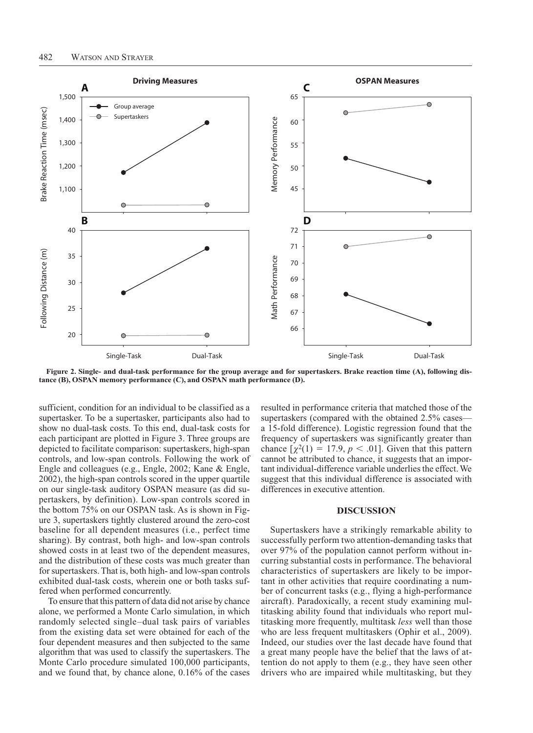**Figure 2. Single- and dual-task performance for the group average and for supertaskers. Brake reaction time (A), following distance (B), OSPAN memory performance (C), and OSPAN math performance (D).**

sufficient, condition for an individual to be classified as a supertasker. To be a supertasker, participants also had to show no dual-task costs. To this end, dual-task costs for each participant are plotted in Figure 3. Three groups are depicted to facilitate comparison: supertaskers, high-span controls, and low-span controls. Following the work of Engle and colleagues (e.g., Engle, 2002; Kane & Engle, 2002), the high-span controls scored in the upper quartile on our single-task auditory OSPAN measure (as did supertaskers, by definition). Low-span controls scored in the bottom 75% on our OSPAN task. As is shown in Figure 3, supertaskers tightly clustered around the zero-cost baseline for all dependent measures (i.e., perfect time sharing). By contrast, both high- and low-span controls showed costs in at least two of the dependent measures, and the distribution of these costs was much greater than for supertaskers. That is, both high- and low-span controls exhibited dual-task costs, wherein one or both tasks suffered when performed concurrently.

To ensure that this pattern of data did not arise by chance alone, we performed a Monte Carlo simulation, in which randomly selected single–dual task pairs of variables from the existing data set were obtained for each of the four dependent measures and then subjected to the same algorithm that was used to classify the supertaskers. The Monte Carlo procedure simulated 100,000 participants, and we found that, by chance alone, 0.16% of the cases resulted in performance criteria that matched those of the supertaskers (compared with the obtained 2.5% cases—a 15-fold difference). Logistic regression found that the frequency of supertaskers was significantly greater than chance [$\chi^2(1) = 17.9$, $p < .01$]. Given that this pattern cannot be attributed to chance, it suggests that an important individual-difference variable underlies the effect. We suggest that this individual difference is associated with differences in executive attention.

## DISCUSSION

Supertaskers have a strikingly remarkable ability to successfully perform two attention-demanding tasks that over 97% of the population cannot perform without incurring substantial costs in performance. The behavioral characteristics of supertaskers are likely to be important in other activities that require coordinating a number of concurrent tasks (e.g., flying a high-performance aircraft). Paradoxically, a recent study examining multitasking ability found that individuals who report multitasking more frequently, multitask *less* well than those who are less frequent multitaskers (Ophir et al., 2009). Indeed, our studies over the last decade have found that a great many people have the belief that the laws of attention do not apply to them (e.g., they have seen other drivers who are impaired while multitasking, but they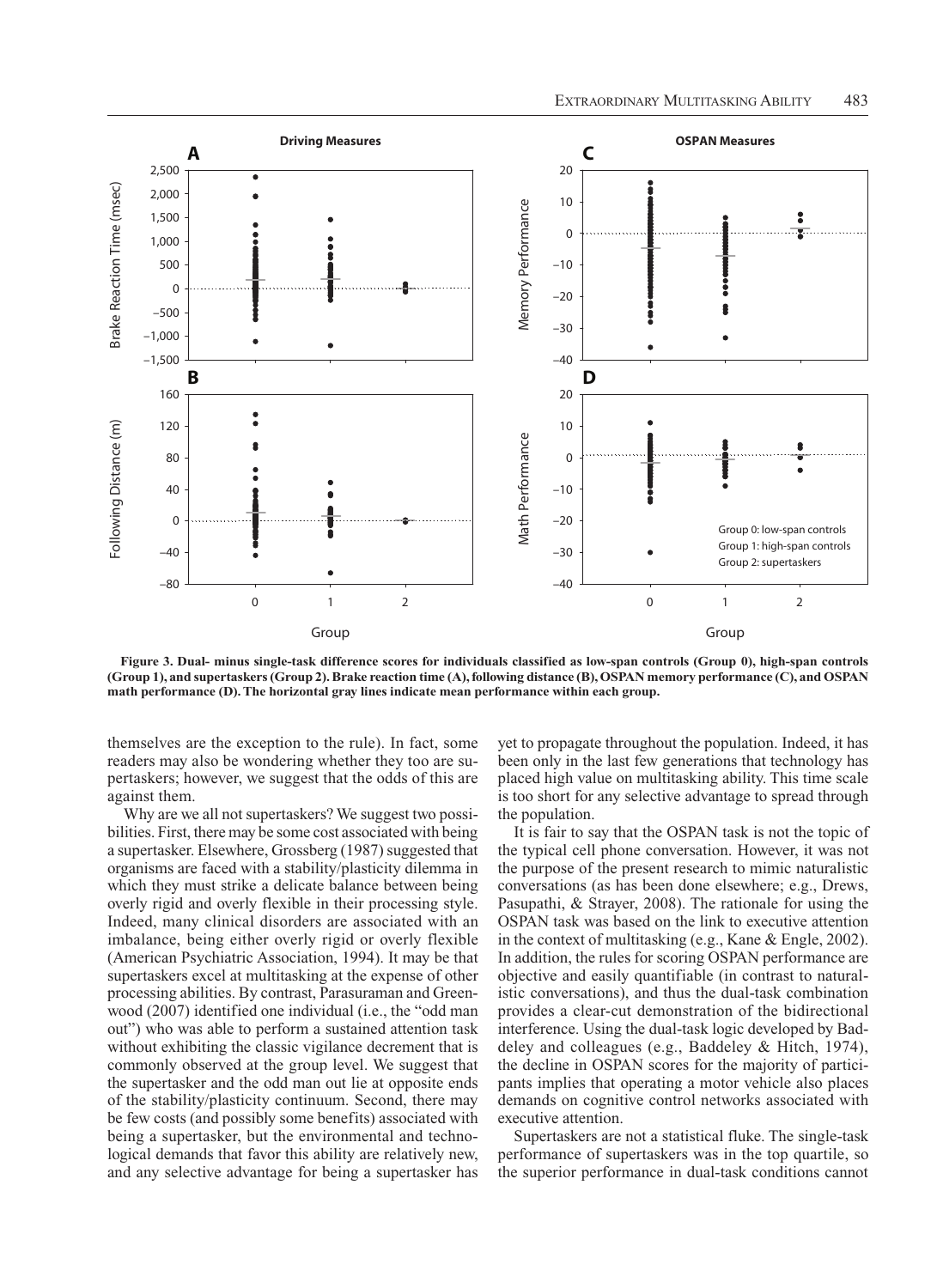Figure 3. Dual- minus single-task difference scores for individuals classified as low-span controls (Group 0), high-span controls (Group 1), and supertaskers (Group 2). Brake reaction time (A), following distance (B), OSPAN memory performance (C), and OSPAN math performance (D). The horizontal gray lines indicate mean performance within each group.

themselves are the exception to the rule). In fact, some readers may also be wondering whether they too are supertaskers; however, we suggest that the odds of this are against them.

Why are we all not supertaskers? We suggest two possibilities. First, there may be some cost associated with being a supertasker. Elsewhere, Grossberg (1987) suggested that organisms are faced with a stability/plasticity dilemma in which they must strike a delicate balance between being overly rigid and overly flexible in their processing style. Indeed, many clinical disorders are associated with an imbalance, being either overly rigid or overly flexible (American Psychiatric Association, 1994). It may be that supertaskers excel at multitasking at the expense of other processing abilities. By contrast, Parasuraman and Greenwood (2007) identified one individual (i.e., the "odd man out") who was able to perform a sustained attention task without exhibiting the classic vigilance decrement that is commonly observed at the group level. We suggest that the supertasker and the odd man out lie at opposite ends of the stability/plasticity continuum. Second, there may be few costs (and possibly some benefits) associated with being a supertasker, but the environmental and technological demands that favor this ability are relatively new, and any selective advantage for being a supertasker has yet to propagate throughout the population. Indeed, it has been only in the last few generations that technology has placed high value on multitasking ability. This time scale is too short for any selective advantage to spread through the population.

It is fair to say that the OSPAN task is not the topic of the typical cell phone conversation. However, it was not the purpose of the present research to mimic naturalistic conversations (as has been done elsewhere; e.g., Drews, Pasupathi, & Strayer, 2008). The rationale for using the OSPAN task was based on the link to executive attention in the context of multitasking (e.g., Kane & Engle, 2002). In addition, the rules for scoring OSPAN performance are objective and easily quantifiable (in contrast to naturalistic conversations), and thus the dual-task combination provides a clear-cut demonstration of the bidirectional interference. Using the dual-task logic developed by Baddeley and colleagues (e.g., Baddeley & Hitch, 1974), the decline in OSPAN scores for the majority of participants implies that operating a motor vehicle also places demands on cognitive control networks associated with executive attention.

Supertaskers are not a statistical fluke. The single-task performance of supertaskers was in the top quartile, so the superior performance in dual-task conditions cannot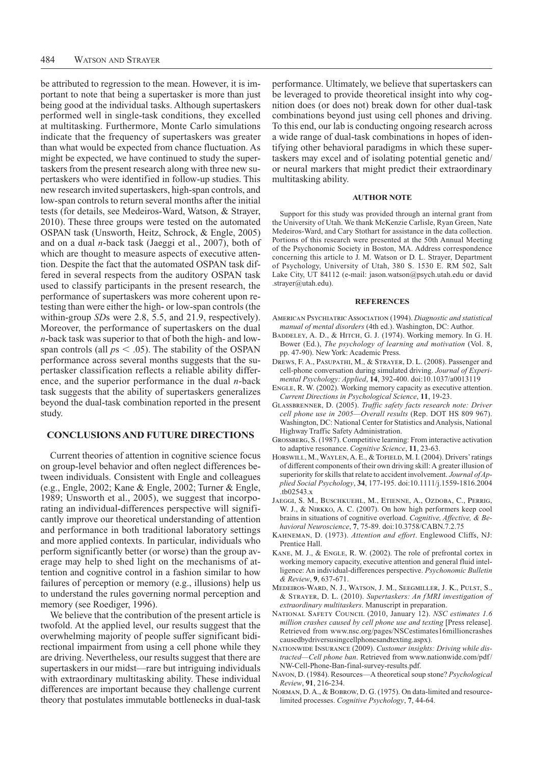be attributed to regression to the mean. However, it is important to note that being a supertasker is more than just being good at the individual tasks. Although supertaskers performed well in single-task conditions, they excelled at multitasking. Furthermore, Monte Carlo simulations indicate that the frequency of supertaskers was greater than what would be expected from chance fluctuation. As might be expected, we have continued to study the supertaskers from the present research along with three new supertaskers who were identified in follow-up studies. This new research invited supertaskers, high-span controls, and low-span controls to return several months after the initial tests (for details, see Medeiros-Ward, Watson, & Strayer, 2010). These three groups were tested on the automated OSPAN task (Unsworth, Heitz, Schrock, & Engle, 2005) and on a dual *n*-back task (Jaeggi et al., 2007), both of which are thought to measure aspects of executive attention. Despite the fact that the automated OSPAN task differed in several respects from the auditory OSPAN task used to classify participants in the present research, the performance of supertaskers was more coherent upon retesting than were either the high- or low-span controls (the within-group *SD*s were 2.8, 5.5, and 21.9, respectively). Moreover, the performance of supertaskers on the dual *n*-back task was superior to that of both the high- and low-span controls (all $ps < .05$). The stability of the OSPAN performance across several months suggests that the supertasker classification reflects a reliable ability difference, and the superior performance in the dual *n*-back task suggests that the ability of supertaskers generalizes beyond the dual-task combination reported in the present study.

## CONCLUSIONS AND FUTURE DIRECTIONS

Current theories of attention in cognitive science focus on group-level behavior and often neglect differences between individuals. Consistent with Engle and colleagues (e.g., Engle, 2002; Kane & Engle, 2002; Turner & Engle, 1989; Unsworth et al., 2005), we suggest that incorporating an individual-differences perspective will significantly improve our theoretical understanding of attention and performance in both traditional laboratory settings and more applied contexts. In particular, individuals who perform significantly better (or worse) than the group average may help to shed light on the mechanisms of attention and cognitive control in a fashion similar to how failures of perception or memory (e.g., illusions) help us to understand the rules governing normal perception and memory (see Roediger, 1996).

We believe that the contribution of the present article is twofold. At the applied level, our results suggest that the overwhelming majority of people suffer significant bidirectional impairment from using a cell phone while they are driving. Nevertheless, our results suggest that there are supertaskers in our midst—rare but intriguing individuals with extraordinary multitasking ability. These individual differences are important because they challenge current theory that postulates immutable bottlenecks in dual-task performance. Ultimately, we believe that supertaskers can be leveraged to provide theoretical insight into why cognition does (or does not) break down for other dual-task combinations beyond just using cell phones and driving. To this end, our lab is conducting ongoing research across a wide range of dual-task combinations in hopes of identifying other behavioral paradigms in which these supertaskers may excel and of isolating potential genetic and/or neural markers that might predict their extraordinary multitasking ability.

### AUTHOR NOTE

Support for this study was provided through an internal grant from the University of Utah. We thank McKenzie Carlisle, Ryan Green, Nate Medeiros-Ward, and Cary Stothart for assistance in the data collection. Portions of this research were presented at the 50th Annual Meeting of the Psychonomic Society in Boston, MA. Address correspondence concerning this article to J. M. Watson or D. L. Strayer, Department of Psychology, University of Utah, 380 S. 1530 E. RM 502, Salt Lake City, UT 84112 (e-mail: jason.watson@psych.utah.edu or david.strayer@utah.edu).

### REFERENCES

American Psychiatric Association (1994). *Diagnostic and statistical manual of mental disorders* (4th ed.). Washington, DC: Author.

Baddeley, A. D., & Hitch, G. J. (1974). Working memory. In G. H. Bower (Ed.), *The psychology of learning and motivation* (Vol. 8, pp. 47-90). New York: Academic Press.

Drews, F. A., Pasupathi, M., & Strayer, D. L. (2008). Passenger and cell-phone conversation during simulated driving. *Journal of Experimental Psychology: Applied*, **14**, 392-400. doi:10.1037/a0013119

Engle, R. W. (2002). Working memory capacity as executive attention. *Current Directions in Psychological Science*, **11**, 19-23.

Glassbrenner, D. (2005). *Traffic safety facts research note: Driver cell phone use in 2005—Overall results* (Rep. DOT HS 809 967). Washington, DC: National Center for Statistics and Analysis, National Highway Traffic Safety Administration.

Grossberg, S. (1987). Competitive learning: From interactive activation to adaptive resonance. *Cognitive Science*, **11**, 23-63.

Horswill, M., Waylen, A. E., & Tofield, M. I. (2004). Drivers' ratings of different components of their own driving skill: A greater illusion of superiority for skills that relate to accident involvement. *Journal of Applied Social Psychology*, **34**, 177-195. doi:10.1111/j.1559-1816.2004.tb02543.x

Jaeggi, S. M., Buschkuehl, M., Etienne, A., Ozdoba, C., Perrig, W. J., & Nirkko, A. C. (2007). On how high performers keep cool brains in situations of cognitive overload. *Cognitive, Affective, & Behavioral Neuroscience*, **7**, 75-89. doi:10.3758/CABN.7.2.75

Kahneman, D. (1973). *Attention and effort*. Englewood Cliffs, NJ: Prentice Hall.

Kane, M. J., & Engle, R. W. (2002). The role of prefrontal cortex in working memory capacity, executive attention and general fluid intelligence: An individual-differences perspective. *Psychonomic Bulletin & Review*, **9**, 637-671.

Medeiros-Ward, N. J., Watson, J. M., Seegmiller, J. K., Pulst, S., & Strayer, D. L. (2010). *Supertaskers: An fMRI investigation of extraordinary multitaskers*. Manuscript in preparation.

National Safety Council (2010, January 12). *NSC estimates 1.6 million crashes caused by cell phone use and texting* [Press release]. Retrieved from www.nsc.org/pages/NSCestimates16millioncrashescausedbydriversusingcellphonesandtexting.aspx).

Nationwide Insurance (2009). *Customer insights: Driving while distracted—Cell phone ban*. Retrieved from www.nationwide.com/pdf/NW-Cell-Phone-Ban-final-survey-results.pdf.

Navon, D. (1984). Resources—A theoretical soup stone? *Psychological Review*, **91**, 216-234.

Norman, D. A., & Bobrow, D. G. (1975). On data-limited and resource-limited processes. *Cognitive Psychology*, **7**, 44-64.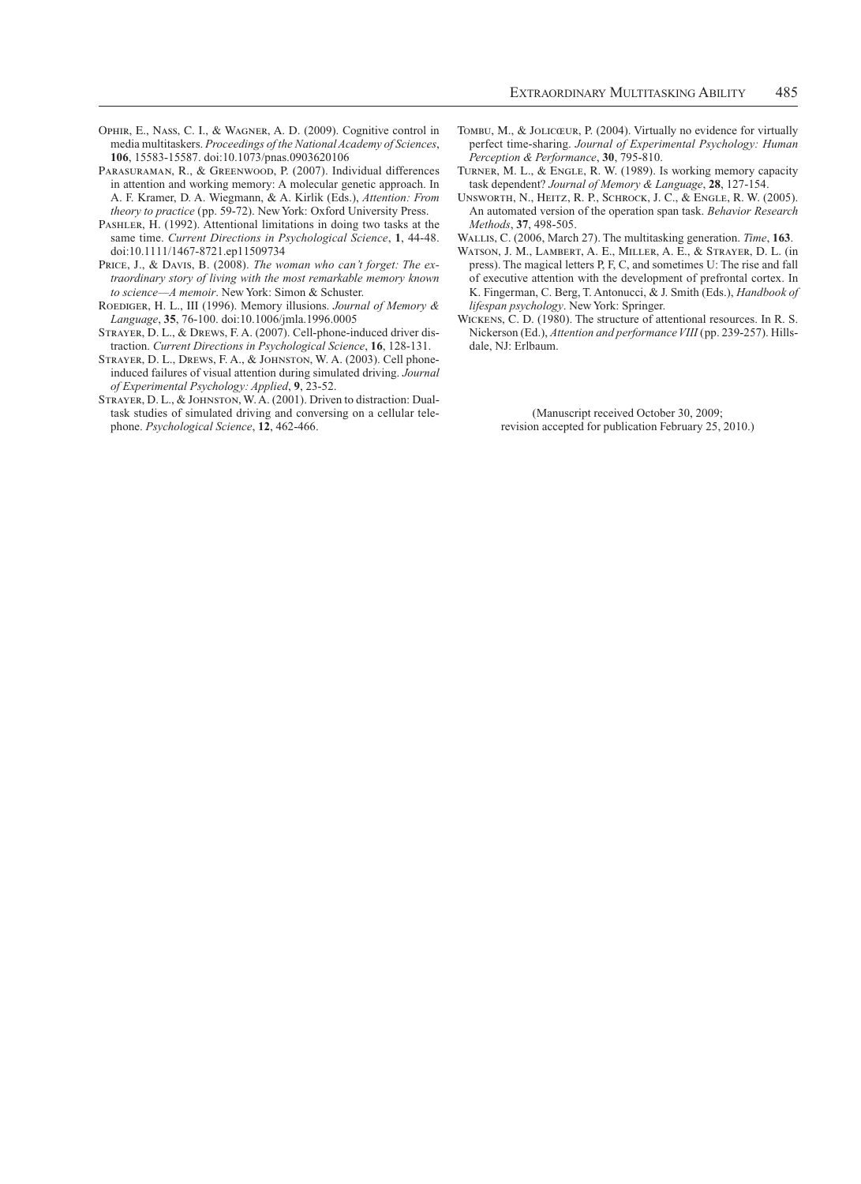Ophir, E., Nass, C. I., & Wagner, A. D. (2009). Cognitive control in media multitaskers. *Proceedings of the National Academy of Sciences*, **106**, 15583-15587. doi:10.1073/pnas.0903620106

Parasuraman, R., & Greenwood, P. (2007). Individual differences in attention and working memory: A molecular genetic approach. In A. F. Kramer, D. A. Wiegmann, & A. Kirlik (Eds.), *Attention: From theory to practice* (pp. 59-72). New York: Oxford University Press.

Pashler, H. (1992). Attentional limitations in doing two tasks at the same time. *Current Directions in Psychological Science*, **1**, 44-48. doi:10.1111/1467-8721.ep11509734

Price, J., & Davis, B. (2008). *The woman who can't forget: The extraordinary story of living with the most remarkable memory known to science—A memoir*. New York: Simon & Schuster.

Roediger, H. L., III (1996). Memory illusions. *Journal of Memory & Language*, **35**, 76-100. doi:10.1006/jmla.1996.0005

Strayer, D. L., & Drews, F. A. (2007). Cell-phone-induced driver distraction. *Current Directions in Psychological Science*, **16**, 128-131.

Strayer, D. L., Drews, F. A., & Johnston, W. A. (2003). Cell phone-induced failures of visual attention during simulated driving. *Journal of Experimental Psychology: Applied*, **9**, 23-52.

Strayer, D. L., & Johnston, W. A. (2001). Driven to distraction: Dual-task studies of simulated driving and conversing on a cellular telephone. *Psychological Science*, **12**, 462-466.

Tombu, M., & Jolicœur, P. (2004). Virtually no evidence for virtually perfect time-sharing. *Journal of Experimental Psychology: Human Perception & Performance*, **30**, 795-810.

Turner, M. L., & Engle, R. W. (1989). Is working memory capacity task dependent? *Journal of Memory & Language*, **28**, 127-154.

Unsworth, N., Heitz, R. P., Schrock, J. C., & Engle, R. W. (2005). An automated version of the operation span task. *Behavior Research Methods*, **37**, 498-505.

Wallis, C. (2006, March 27). The multitasking generation. *Time*, **163**.

Watson, J. M., Lambert, A. E., Miller, A. E., & Strayer, D. L. (in press). The magical letters P, F, C, and sometimes U: The rise and fall of executive attention with the development of prefrontal cortex. In K. Fingerman, C. Berg, T. Antonucci, & J. Smith (Eds.), *Handbook of lifespan psychology*. New York: Springer.

Wickens, C. D. (1980). The structure of attentional resources. In R. S. Nickerson (Ed.), *Attention and performance VIII* (pp. 239-257). Hillsdale, NJ: Erlbaum.

(Manuscript received October 30, 2009;
revision accepted for publication February 25, 2010.)